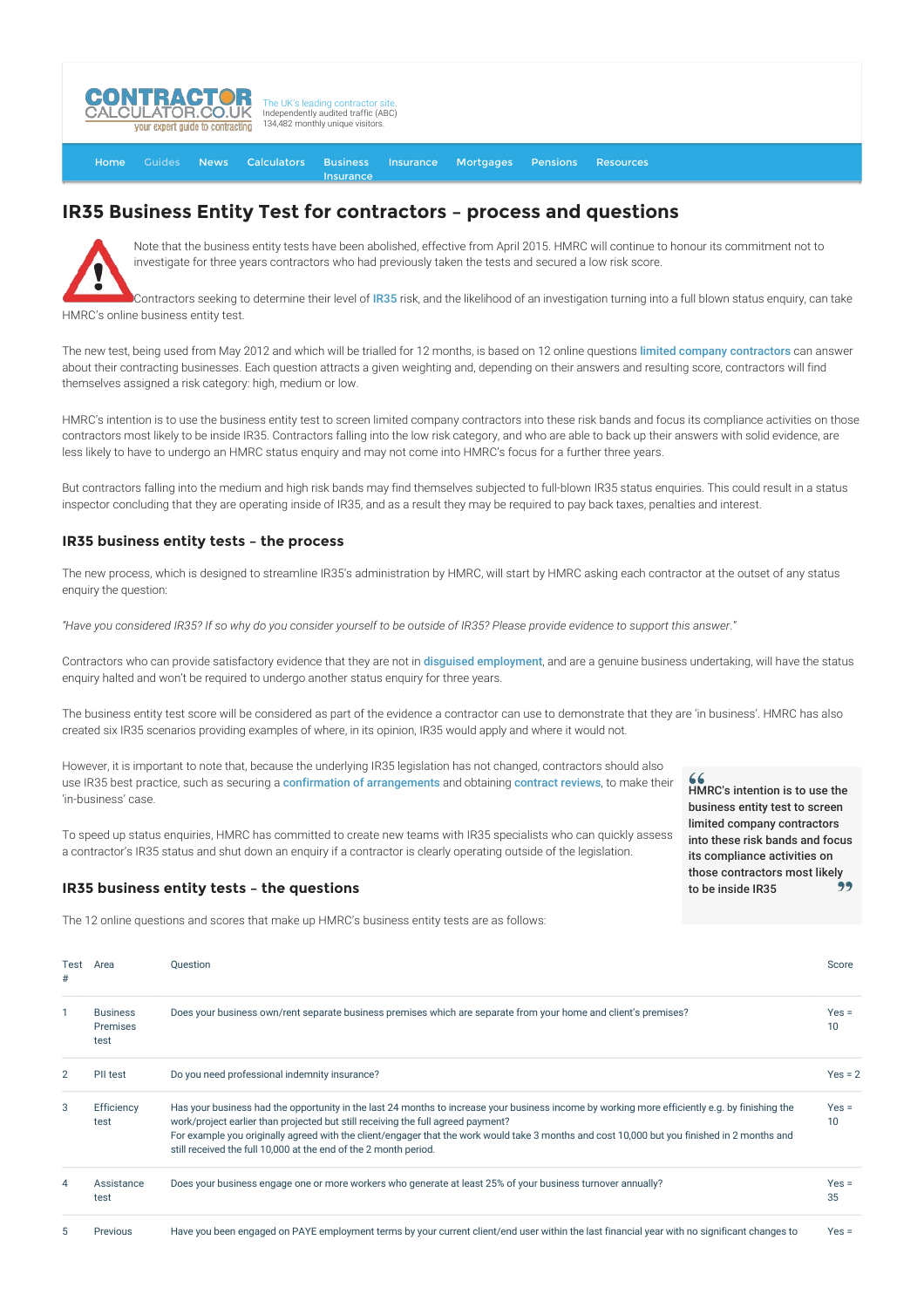CONTRACTOR CALCULATOR.CO.UK your expert guide to contracting

The UK's leading contractor site. Independently audited traffic (ABC) 134,482 monthly unique visitors.

Home Guides News Calculators Business Insurance Insurance Mortgages Pensions Resources

# IR35 Business Entity Test for contractors – process and questions

Note that the business entity tests have been abolished, effective from April 2015. HMRC will continue to honour its commitment not to investigate for three years contractors who had previously taken the tests and secured a low risk score.

Contractors seeking to determine their level of IR35 risk, and the likelihood of an investigation turning into a full blown status enquiry, can take HMRC's online business entity test.

The new test, being used from May 2012 and which will be trialled for 12 months, is based on 12 online questions limited company contractors can answer about their contracting businesses. Each question attracts a given weighting and, depending on their answers and resulting score, contractors will find themselves assigned a risk category: high, medium or low.

HMRC's intention is to use the business entity test to screen limited company contractors into these risk bands and focus its compliance activities on those contractors most likely to be inside IR35. Contractors falling into the low risk category, and who are able to back up their answers with solid evidence, are less likely to have to undergo an HMRC status enquiry and may not come into HMRC's focus for a further three years.

But contractors falling into the medium and high risk bands may find themselves subjected to full-blown IR35 status enquiries. This could result in a status inspector concluding that they are operating inside of IR35, and as a result they may be required to pay back taxes, penalties and interest.

## IR35 business entity tests – the process

The new process, which is designed to streamline IR35's administration by HMRC, will start by HMRC asking each contractor at the outset of any status enquiry the question:

*"Have you considered IR35? If so why do you consider yourself to be outside of IR35? Please provide evidence to support this answer."*

Contractors who can provide satisfactory evidence that they are not in disguised employment, and are a genuine business undertaking, will have the status enquiry halted and won't be required to undergo another status enquiry for three years.

The business entity test score will be considered as part of the evidence a contractor can use to demonstrate that they are 'in business'. HMRC has also created six IR35 scenarios providing examples of where, in its opinion, IR35 would apply and where it would not.

However, it is important to note that, because the underlying IR35 legislation has not changed, contractors should also use IR35 best practice, such as securing a confirmation of arrangements and obtaining contract reviews, to make their 'in-business' case.

> **HMRC's intention is to use the business entity test to screen limited company contractors into these risk bands and focus its compliance activities on those contractors most likely to be inside IR35**

To speed up status enquiries, HMRC has committed to create new teams with IR35 specialists who can quickly assess a contractor's IR35 status and shut down an enquiry if a contractor is clearly operating outside of the legislation.

## IR35 business entity tests – the questions

The 12 online questions and scores that make up HMRC's business entity tests are as follows:

| Test # | Area | Question | Score |
|---|---|---|---|
| 1 | Business Premises test | Does your business own/rent separate business premises which are separate from your home and client's premises? | Yes = 10 |
| 2 | PII test | Do you need professional indemnity insurance? | Yes = 2 |
| 3 | Efficiency test | Has your business had the opportunity in the last 24 months to increase your business income by working more efficiently e.g. by finishing the work/project earlier than projected but still receiving the full agreed payment?<br>For example you originally agreed with the client/engager that the work would take 3 months and cost 10,000 but you finished in 2 months and still received the full 10,000 at the end of the 2 month period. | Yes = 10 |
| 4 | Assistance test | Does your business engage one or more workers who generate at least 25% of your business turnover annually? | Yes = 35 |
| 5 | Previous | Have you been engaged on PAYE employment terms by your current client/end user within the last financial year with no significant changes to | Yes = |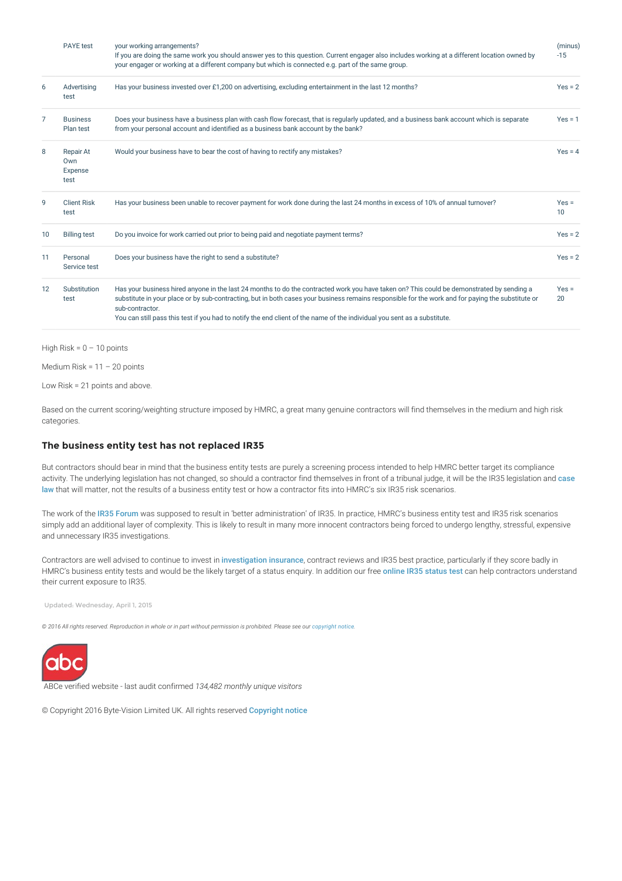| | | | |
|---|---|---|---|
| | PAYE test | your working arrangements?<br>If you are doing the same work you should answer yes to this question. Current engager also includes working at a different location owned by your engager or working at a different company but which is connected e.g. part of the same group. | (minus) -15 |
| 6 | Advertising test | Has your business invested over £1,200 on advertising, excluding entertainment in the last 12 months? | Yes = 2 |
| 7 | Business Plan test | Does your business have a business plan with cash flow forecast, that is regularly updated, and a business bank account which is separate from your personal account and identified as a business bank account by the bank? | Yes = 1 |
| 8 | Repair At Own Expense test | Would your business have to bear the cost of having to rectify any mistakes? | Yes = 4 |
| 9 | Client Risk test | Has your business been unable to recover payment for work done during the last 24 months in excess of 10% of annual turnover? | Yes = 10 |
| 10 | Billing test | Do you invoice for work carried out prior to being paid and negotiate payment terms? | Yes = 2 |
| 11 | Personal Service test | Does your business have the right to send a substitute? | Yes = 2 |
| 12 | Substitution test | Has your business hired anyone in the last 24 months to do the contracted work you have taken on? This could be demonstrated by sending a substitute in your place or by sub-contracting, but in both cases your business remains responsible for the work and for paying the substitute or sub-contractor.<br>You can still pass this test if you had to notify the end client of the name of the individual you sent as a substitute. | Yes = 20 |

High Risk = 0 – 10 points

Medium Risk = 11 – 20 points

Low Risk = 21 points and above.

Based on the current scoring/weighting structure imposed by HMRC, a great many genuine contractors will find themselves in the medium and high risk categories.

### The business entity test has not replaced IR35

But contractors should bear in mind that the business entity tests are purely a screening process intended to help HMRC better target its compliance activity. The underlying legislation has not changed, so should a contractor find themselves in front of a tribunal judge, it will be the IR35 legislation and case law that will matter, not the results of a business entity test or how a contractor fits into HMRC's six IR35 risk scenarios.

The work of the IR35 Forum was supposed to result in 'better administration' of IR35. In practice, HMRC's business entity test and IR35 risk scenarios simply add an additional layer of complexity. This is likely to result in many more innocent contractors being forced to undergo lengthy, stressful, expensive and unnecessary IR35 investigations.

Contractors are well advised to continue to invest in investigation insurance, contract reviews and IR35 best practice, particularly if they score badly in HMRC's business entity tests and would be the likely target of a status enquiry. In addition our free online IR35 status test can help contractors understand their current exposure to IR35.

Updated: Wednesday, April 1, 2015

*© 2016 All rights reserved. Reproduction in whole or in part without permission is prohibited. Please see our copyright notice.*

abc

ABCe verified website - last audit confirmed *134,482 monthly unique visitors*

© Copyright 2016 Byte-Vision Limited UK. All rights reserved Copyright notice